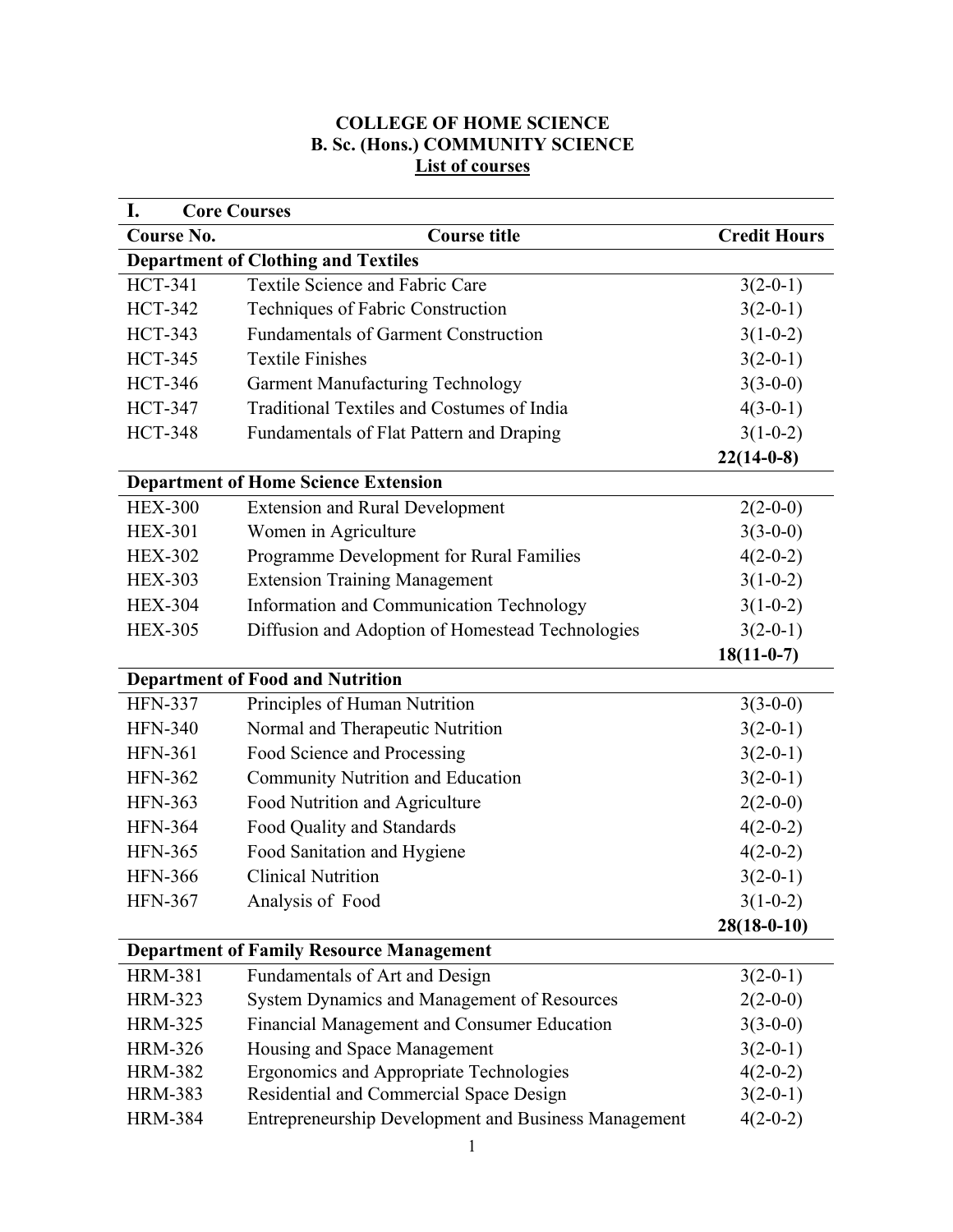# COLLEGE OF HOME SCIENCE
## B. Sc. (Hons.) COMMUNITY SCIENCE
### List of courses

| **I. Core Courses** | | |
|---|---|---|
| **Course No.** | **Course title** | **Credit Hours** |
| **Department of Clothing and Textiles** | | |
| HCT-341 | Textile Science and Fabric Care | 3(2-0-1) |
| HCT-342 | Techniques of Fabric Construction | 3(2-0-1) |
| HCT-343 | Fundamentals of Garment Construction | 3(1-0-2) |
| HCT-345 | Textile Finishes | 3(2-0-1) |
| HCT-346 | Garment Manufacturing Technology | 3(3-0-0) |
| HCT-347 | Traditional Textiles and Costumes of India | 4(3-0-1) |
| HCT-348 | Fundamentals of Flat Pattern and Draping | 3(1-0-2) |
| | | **22(14-0-8)** |
| **Department of Home Science Extension** | | |
| HEX-300 | Extension and Rural Development | 2(2-0-0) |
| HEX-301 | Women in Agriculture | 3(3-0-0) |
| HEX-302 | Programme Development for Rural Families | 4(2-0-2) |
| HEX-303 | Extension Training Management | 3(1-0-2) |
| HEX-304 | Information and Communication Technology | 3(1-0-2) |
| HEX-305 | Diffusion and Adoption of Homestead Technologies | 3(2-0-1) |
| | | **18(11-0-7)** |
| **Department of Food and Nutrition** | | |
| HFN-337 | Principles of Human Nutrition | 3(3-0-0) |
| HFN-340 | Normal and Therapeutic Nutrition | 3(2-0-1) |
| HFN-361 | Food Science and Processing | 3(2-0-1) |
| HFN-362 | Community Nutrition and Education | 3(2-0-1) |
| HFN-363 | Food Nutrition and Agriculture | 2(2-0-0) |
| HFN-364 | Food Quality and Standards | 4(2-0-2) |
| HFN-365 | Food Sanitation and Hygiene | 4(2-0-2) |
| HFN-366 | Clinical Nutrition | 3(2-0-1) |
| HFN-367 | Analysis of Food | 3(1-0-2) |
| | | **28(18-0-10)** |
| **Department of Family Resource Management** | | |
| HRM-381 | Fundamentals of Art and Design | 3(2-0-1) |
| HRM-323 | System Dynamics and Management of Resources | 2(2-0-0) |
| HRM-325 | Financial Management and Consumer Education | 3(3-0-0) |
| HRM-326 | Housing and Space Management | 3(2-0-1) |
| HRM-382 | Ergonomics and Appropriate Technologies | 4(2-0-2) |
| HRM-383 | Residential and Commercial Space Design | 3(2-0-1) |
| HRM-384 | Entrepreneurship Development and Business Management | 4(2-0-2) |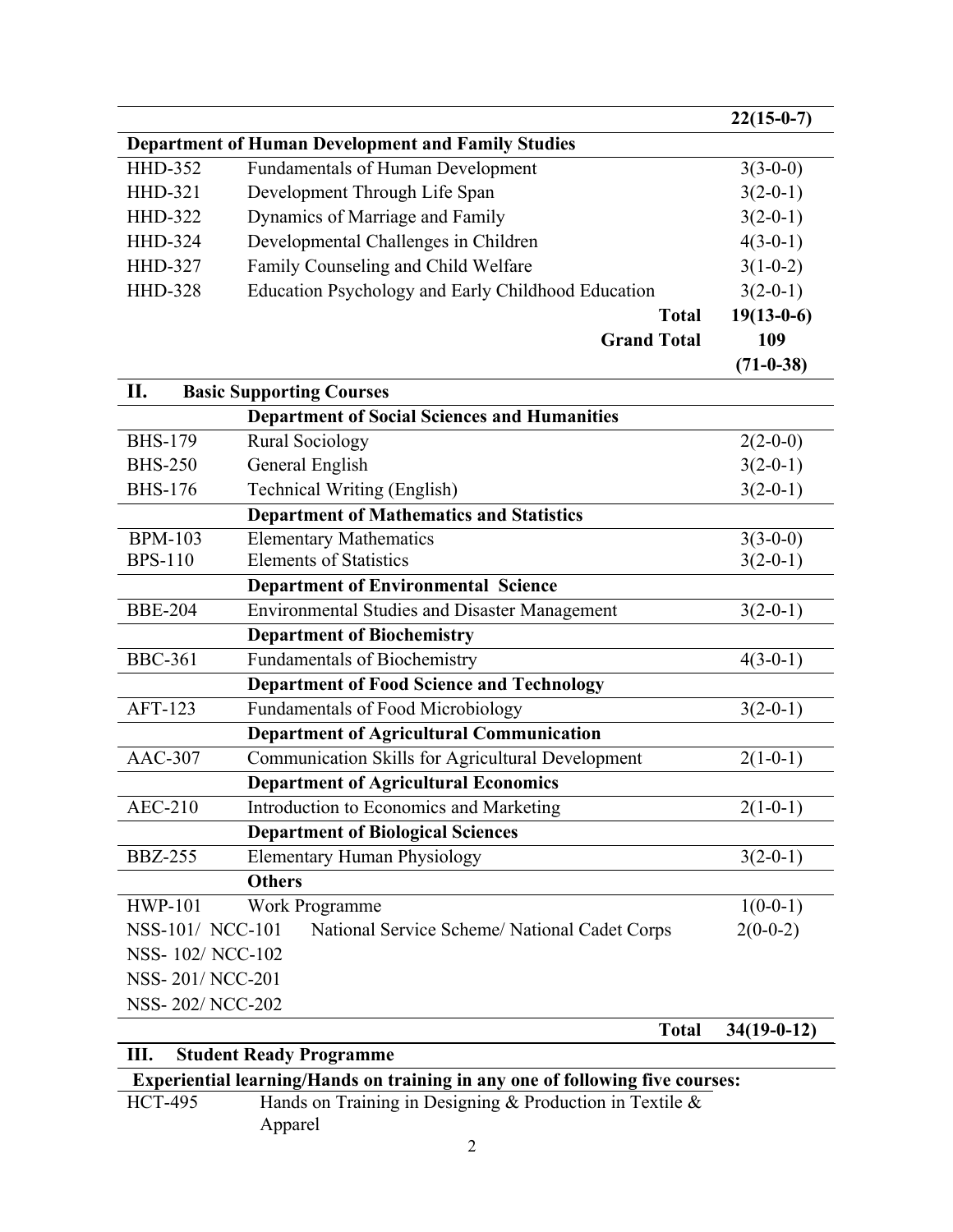| | | 22(15-0-7) |
|---|---|---|
| **Department of Human Development and Family Studies** | | |
| HHD-352 | Fundamentals of Human Development | 3(3-0-0) |
| HHD-321 | Development Through Life Span | 3(2-0-1) |
| HHD-322 | Dynamics of Marriage and Family | 3(2-0-1) |
| HHD-324 | Developmental Challenges in Children | 4(3-0-1) |
| HHD-327 | Family Counseling and Child Welfare | 3(1-0-2) |
| HHD-328 | Education Psychology and Early Childhood Education | 3(2-0-1) |
| | **Total** | **19(13-0-6)** |
| | **Grand Total** | **109 (71-0-38)** |

## II. Basic Supporting Courses

| | | |
|---|---|---|
| | **Department of Social Sciences and Humanities** | |
| BHS-179 | Rural Sociology | 2(2-0-0) |
| BHS-250 | General English | 3(2-0-1) |
| BHS-176 | Technical Writing (English) | 3(2-0-1) |
| | **Department of Mathematics and Statistics** | |
| BPM-103 | Elementary Mathematics | 3(3-0-0) |
| BPS-110 | Elements of Statistics | 3(2-0-1) |
| | **Department of Environmental Science** | |
| BBE-204 | Environmental Studies and Disaster Management | 3(2-0-1) |
| | **Department of Biochemistry** | |
| BBC-361 | Fundamentals of Biochemistry | 4(3-0-1) |
| | **Department of Food Science and Technology** | |
| AFT-123 | Fundamentals of Food Microbiology | 3(2-0-1) |
| | **Department of Agricultural Communication** | |
| AAC-307 | Communication Skills for Agricultural Development | 2(1-0-1) |
| | **Department of Agricultural Economics** | |
| AEC-210 | Introduction to Economics and Marketing | 2(1-0-1) |
| | **Department of Biological Sciences** | |
| BBZ-255 | Elementary Human Physiology | 3(2-0-1) |
| | **Others** | |
| HWP-101 | Work Programme | 1(0-0-1) |
| NSS-101/ NCC-101<br>NSS- 102/ NCC-102<br>NSS- 201/ NCC-201<br>NSS- 202/ NCC-202 | National Service Scheme/ National Cadet Corps | 2(0-0-2) |
| | **Total** | **34(19-0-12)** |

## III. Student Ready Programme

**Experiential learning/Hands on training in any one of following five courses:**

| | |
|---|---|
| HCT-495 | Hands on Training in Designing & Production in Textile & Apparel |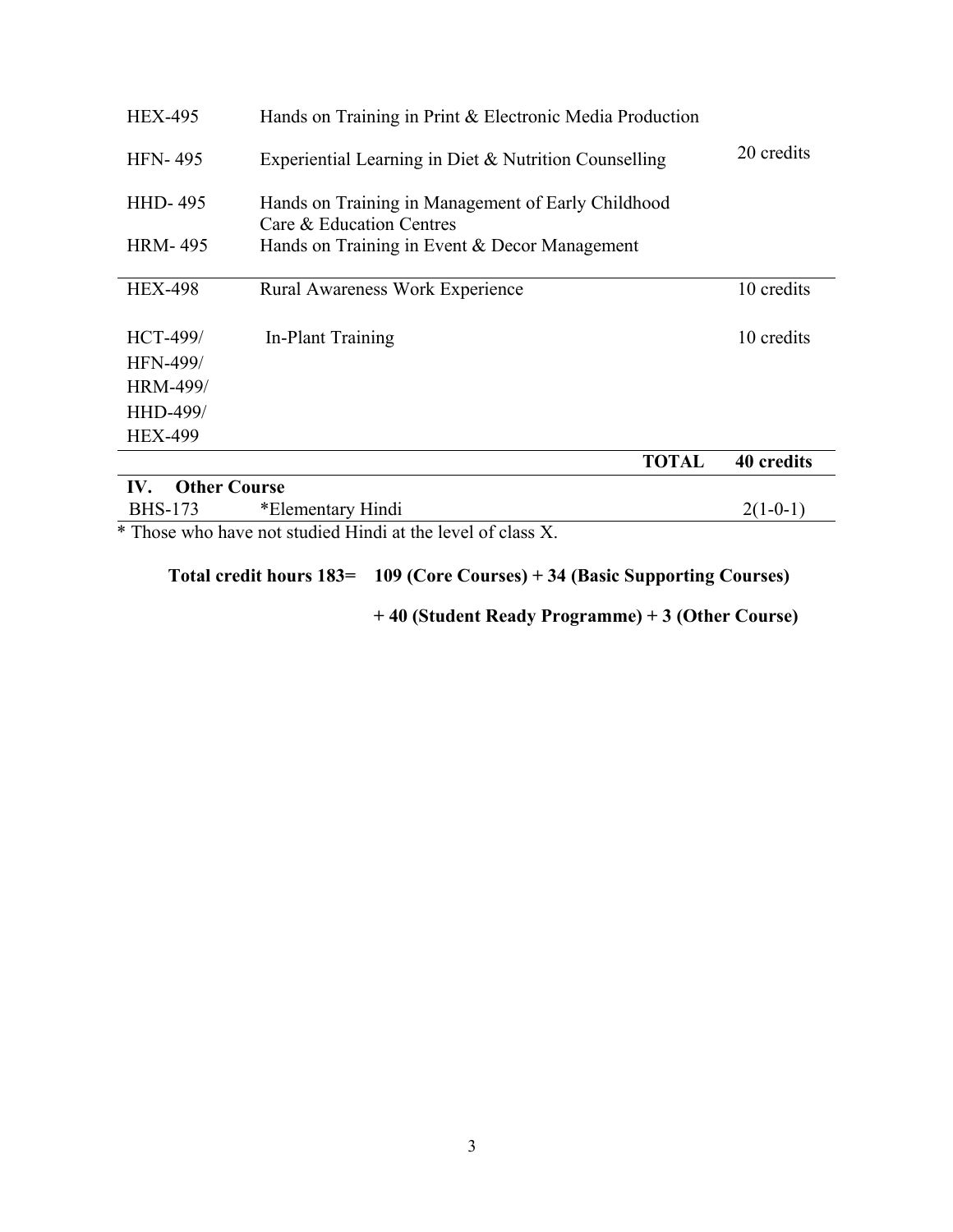| | | |
|---|---|---|
| HEX-495 | Hands on Training in Print & Electronic Media Production | |
| HFN- 495 | Experiential Learning in Diet & Nutrition Counselling | 20 credits |
| HHD- 495 | Hands on Training in Management of Early Childhood Care & Education Centres | |
| HRM- 495 | Hands on Training in Event & Decor Management | |
| HEX-498 | Rural Awareness Work Experience | 10 credits |
| HCT-499/ HFN-499/ HRM-499/ HHD-499/ HEX-499 | In-Plant Training | 10 credits |
| | **TOTAL** | **40 credits** |

**IV. Other Course**

| | | |
|---|---|---|
| BHS-173 | *Elementary Hindi | 2(1-0-1) |

* Those who have not studied Hindi at the level of class X.

**Total credit hours 183= 109 (Core Courses) + 34 (Basic Supporting Courses) + 40 (Student Ready Programme) + 3 (Other Course)**